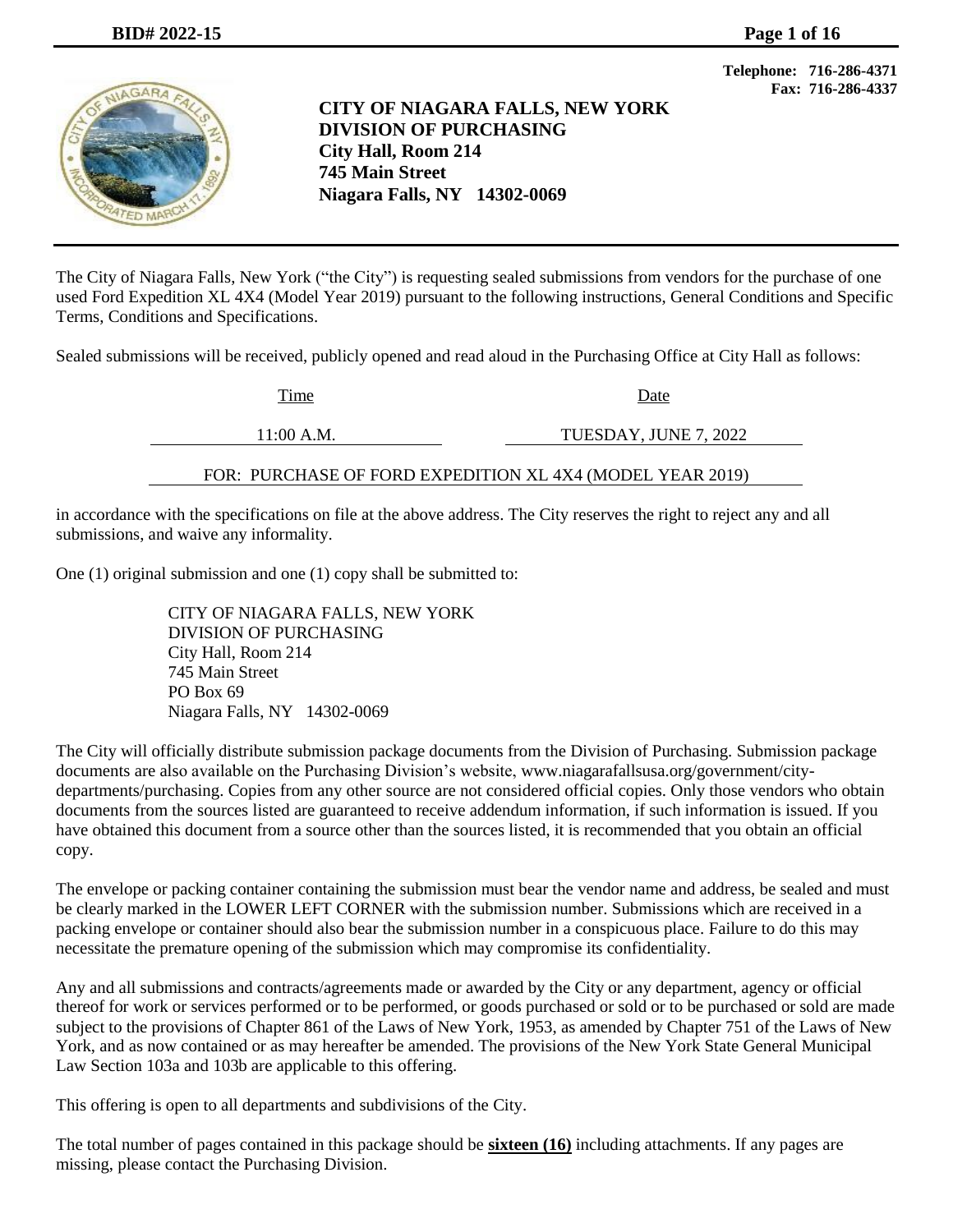Telephone: 716-286-4371
Fax: 716-286-4337

# CITY OF NIAGARA FALLS, NEW YORK
## DIVISION OF PURCHASING

**City Hall, Room 214**
**745 Main Street**
**Niagara Falls, NY 14302-0069**

The City of Niagara Falls, New York ("the City") is requesting sealed submissions from vendors for the purchase of one used Ford Expedition XL 4X4 (Model Year 2019) pursuant to the following instructions, General Conditions and Specific Terms, Conditions and Specifications.

Sealed submissions will be received, publicly opened and read aloud in the Purchasing Office at City Hall as follows:

| Time | Date |
|---|---|
| 11:00 A.M. | TUESDAY, JUNE 7, 2022 |

FOR: PURCHASE OF FORD EXPEDITION XL 4X4 (MODEL YEAR 2019)

in accordance with the specifications on file at the above address. The City reserves the right to reject any and all submissions, and waive any informality.

One (1) original submission and one (1) copy shall be submitted to:

CITY OF NIAGARA FALLS, NEW YORK
DIVISION OF PURCHASING
City Hall, Room 214
745 Main Street
PO Box 69
Niagara Falls, NY 14302-0069

The City will officially distribute submission package documents from the Division of Purchasing. Submission package documents are also available on the Purchasing Division's website, www.niagarafallsusa.org/government/city-departments/purchasing. Copies from any other source are not considered official copies. Only those vendors who obtain documents from the sources listed are guaranteed to receive addendum information, if such information is issued. If you have obtained this document from a source other than the sources listed, it is recommended that you obtain an official copy.

The envelope or packing container containing the submission must bear the vendor name and address, be sealed and must be clearly marked in the LOWER LEFT CORNER with the submission number. Submissions which are received in a packing envelope or container should also bear the submission number in a conspicuous place. Failure to do this may necessitate the premature opening of the submission which may compromise its confidentiality.

Any and all submissions and contracts/agreements made or awarded by the City or any department, agency or official thereof for work or services performed or to be performed, or goods purchased or sold or to be purchased or sold are made subject to the provisions of Chapter 861 of the Laws of New York, 1953, as amended by Chapter 751 of the Laws of New York, and as now contained or as may hereafter be amended. The provisions of the New York State General Municipal Law Section 103a and 103b are applicable to this offering.

This offering is open to all departments and subdivisions of the City.

The total number of pages contained in this package should be **sixteen (16)** including attachments. If any pages are missing, please contact the Purchasing Division.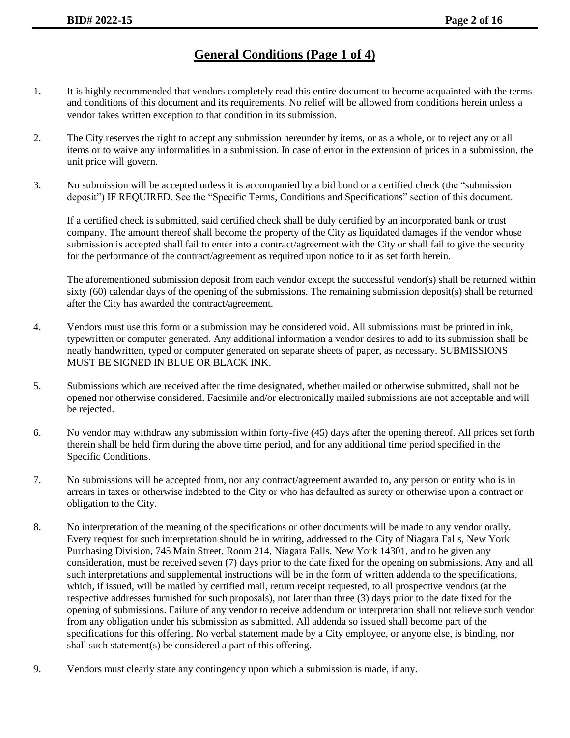## General Conditions (Page 1 of 4)

1. It is highly recommended that vendors completely read this entire document to become acquainted with the terms and conditions of this document and its requirements. No relief will be allowed from conditions herein unless a vendor takes written exception to that condition in its submission.

2. The City reserves the right to accept any submission hereunder by items, or as a whole, or to reject any or all items or to waive any informalities in a submission. In case of error in the extension of prices in a submission, the unit price will govern.

3. No submission will be accepted unless it is accompanied by a bid bond or a certified check (the "submission deposit") IF REQUIRED. See the "Specific Terms, Conditions and Specifications" section of this document.

   If a certified check is submitted, said certified check shall be duly certified by an incorporated bank or trust company. The amount thereof shall become the property of the City as liquidated damages if the vendor whose submission is accepted shall fail to enter into a contract/agreement with the City or shall fail to give the security for the performance of the contract/agreement as required upon notice to it as set forth herein.

   The aforementioned submission deposit from each vendor except the successful vendor(s) shall be returned within sixty (60) calendar days of the opening of the submissions. The remaining submission deposit(s) shall be returned after the City has awarded the contract/agreement.

4. Vendors must use this form or a submission may be considered void. All submissions must be printed in ink, typewritten or computer generated. Any additional information a vendor desires to add to its submission shall be neatly handwritten, typed or computer generated on separate sheets of paper, as necessary. SUBMISSIONS MUST BE SIGNED IN BLUE OR BLACK INK.

5. Submissions which are received after the time designated, whether mailed or otherwise submitted, shall not be opened nor otherwise considered. Facsimile and/or electronically mailed submissions are not acceptable and will be rejected.

6. No vendor may withdraw any submission within forty-five (45) days after the opening thereof. All prices set forth therein shall be held firm during the above time period, and for any additional time period specified in the Specific Conditions.

7. No submissions will be accepted from, nor any contract/agreement awarded to, any person or entity who is in arrears in taxes or otherwise indebted to the City or who has defaulted as surety or otherwise upon a contract or obligation to the City.

8. No interpretation of the meaning of the specifications or other documents will be made to any vendor orally. Every request for such interpretation should be in writing, addressed to the City of Niagara Falls, New York Purchasing Division, 745 Main Street, Room 214, Niagara Falls, New York 14301, and to be given any consideration, must be received seven (7) days prior to the date fixed for the opening on submissions. Any and all such interpretations and supplemental instructions will be in the form of written addenda to the specifications, which, if issued, will be mailed by certified mail, return receipt requested, to all prospective vendors (at the respective addresses furnished for such proposals), not later than three (3) days prior to the date fixed for the opening of submissions. Failure of any vendor to receive addendum or interpretation shall not relieve such vendor from any obligation under his submission as submitted. All addenda so issued shall become part of the specifications for this offering. No verbal statement made by a City employee, or anyone else, is binding, nor shall such statement(s) be considered a part of this offering.

9. Vendors must clearly state any contingency upon which a submission is made, if any.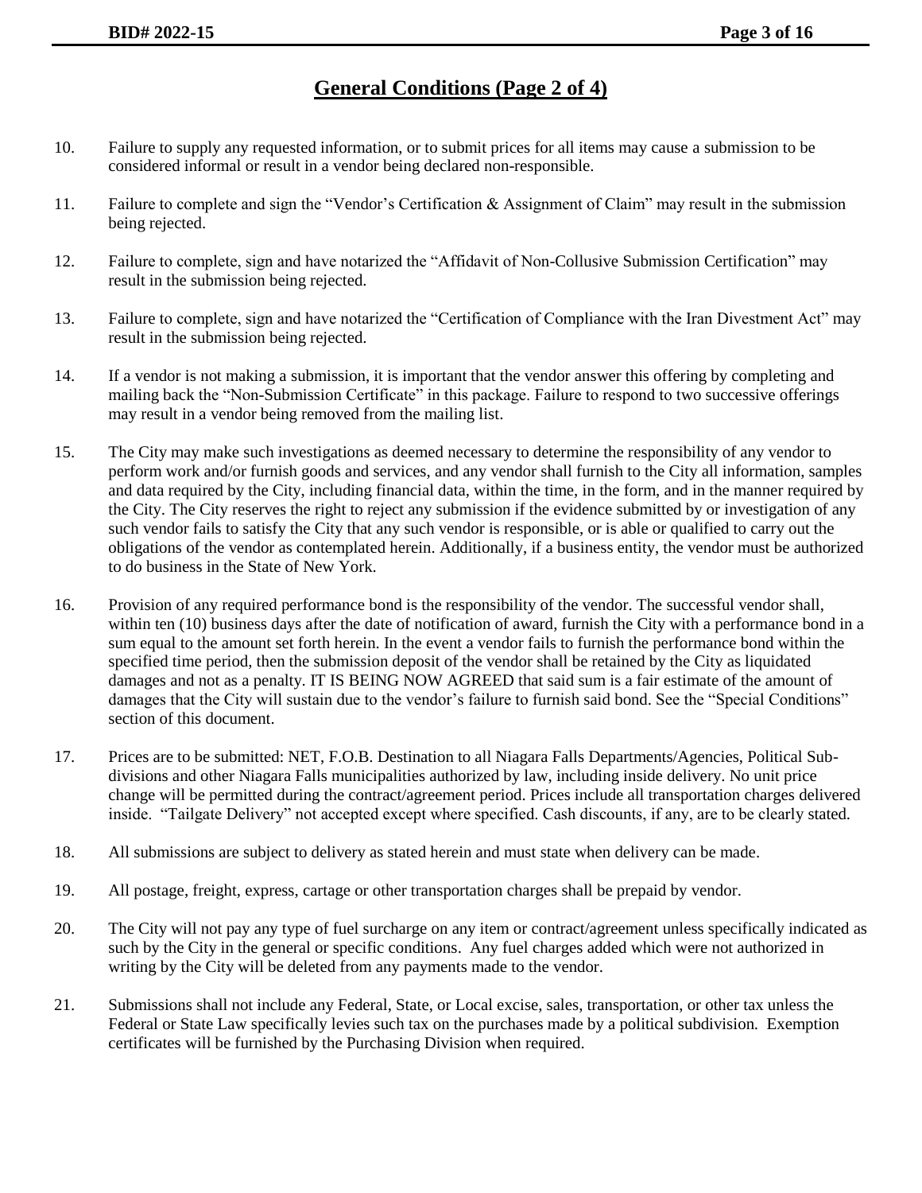## General Conditions (Page 2 of 4)

10. Failure to supply any requested information, or to submit prices for all items may cause a submission to be considered informal or result in a vendor being declared non-responsible.

11. Failure to complete and sign the "Vendor's Certification & Assignment of Claim" may result in the submission being rejected.

12. Failure to complete, sign and have notarized the "Affidavit of Non-Collusive Submission Certification" may result in the submission being rejected.

13. Failure to complete, sign and have notarized the "Certification of Compliance with the Iran Divestment Act" may result in the submission being rejected.

14. If a vendor is not making a submission, it is important that the vendor answer this offering by completing and mailing back the "Non-Submission Certificate" in this package. Failure to respond to two successive offerings may result in a vendor being removed from the mailing list.

15. The City may make such investigations as deemed necessary to determine the responsibility of any vendor to perform work and/or furnish goods and services, and any vendor shall furnish to the City all information, samples and data required by the City, including financial data, within the time, in the form, and in the manner required by the City. The City reserves the right to reject any submission if the evidence submitted by or investigation of any such vendor fails to satisfy the City that any such vendor is responsible, or is able or qualified to carry out the obligations of the vendor as contemplated herein. Additionally, if a business entity, the vendor must be authorized to do business in the State of New York.

16. Provision of any required performance bond is the responsibility of the vendor. The successful vendor shall, within ten (10) business days after the date of notification of award, furnish the City with a performance bond in a sum equal to the amount set forth herein. In the event a vendor fails to furnish the performance bond within the specified time period, then the submission deposit of the vendor shall be retained by the City as liquidated damages and not as a penalty. IT IS BEING NOW AGREED that said sum is a fair estimate of the amount of damages that the City will sustain due to the vendor's failure to furnish said bond. See the "Special Conditions" section of this document.

17. Prices are to be submitted: NET, F.O.B. Destination to all Niagara Falls Departments/Agencies, Political Sub-divisions and other Niagara Falls municipalities authorized by law, including inside delivery. No unit price change will be permitted during the contract/agreement period. Prices include all transportation charges delivered inside. "Tailgate Delivery" not accepted except where specified. Cash discounts, if any, are to be clearly stated.

18. All submissions are subject to delivery as stated herein and must state when delivery can be made.

19. All postage, freight, express, cartage or other transportation charges shall be prepaid by vendor.

20. The City will not pay any type of fuel surcharge on any item or contract/agreement unless specifically indicated as such by the City in the general or specific conditions. Any fuel charges added which were not authorized in writing by the City will be deleted from any payments made to the vendor.

21. Submissions shall not include any Federal, State, or Local excise, sales, transportation, or other tax unless the Federal or State Law specifically levies such tax on the purchases made by a political subdivision. Exemption certificates will be furnished by the Purchasing Division when required.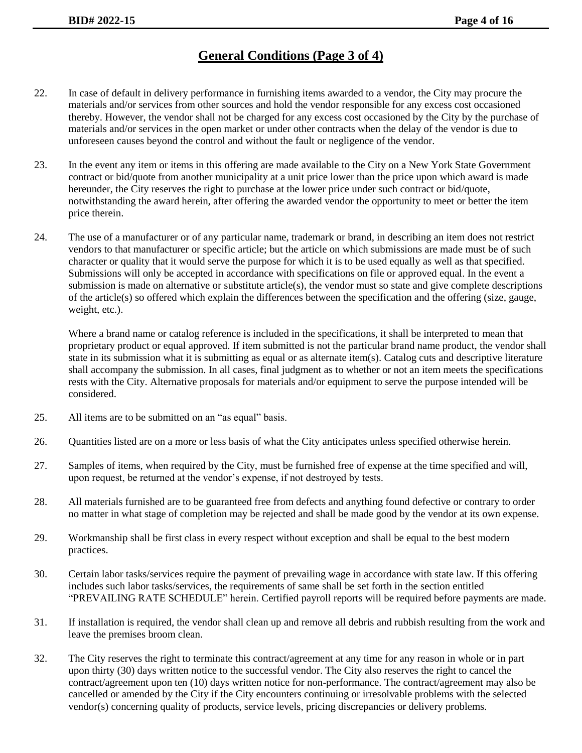## General Conditions (Page 3 of 4)

22. In case of default in delivery performance in furnishing items awarded to a vendor, the City may procure the materials and/or services from other sources and hold the vendor responsible for any excess cost occasioned thereby. However, the vendor shall not be charged for any excess cost occasioned by the City by the purchase of materials and/or services in the open market or under other contracts when the delay of the vendor is due to unforeseen causes beyond the control and without the fault or negligence of the vendor.

23. In the event any item or items in this offering are made available to the City on a New York State Government contract or bid/quote from another municipality at a unit price lower than the price upon which award is made hereunder, the City reserves the right to purchase at the lower price under such contract or bid/quote, notwithstanding the award herein, after offering the awarded vendor the opportunity to meet or better the item price therein.

24. The use of a manufacturer or of any particular name, trademark or brand, in describing an item does not restrict vendors to that manufacturer or specific article; but the article on which submissions are made must be of such character or quality that it would serve the purpose for which it is to be used equally as well as that specified. Submissions will only be accepted in accordance with specifications on file or approved equal. In the event a submission is made on alternative or substitute article(s), the vendor must so state and give complete descriptions of the article(s) so offered which explain the differences between the specification and the offering (size, gauge, weight, etc.).

    Where a brand name or catalog reference is included in the specifications, it shall be interpreted to mean that proprietary product or equal approved. If item submitted is not the particular brand name product, the vendor shall state in its submission what it is submitting as equal or as alternate item(s). Catalog cuts and descriptive literature shall accompany the submission. In all cases, final judgment as to whether or not an item meets the specifications rests with the City. Alternative proposals for materials and/or equipment to serve the purpose intended will be considered.

25. All items are to be submitted on an "as equal" basis.

26. Quantities listed are on a more or less basis of what the City anticipates unless specified otherwise herein.

27. Samples of items, when required by the City, must be furnished free of expense at the time specified and will, upon request, be returned at the vendor's expense, if not destroyed by tests.

28. All materials furnished are to be guaranteed free from defects and anything found defective or contrary to order no matter in what stage of completion may be rejected and shall be made good by the vendor at its own expense.

29. Workmanship shall be first class in every respect without exception and shall be equal to the best modern practices.

30. Certain labor tasks/services require the payment of prevailing wage in accordance with state law. If this offering includes such labor tasks/services, the requirements of same shall be set forth in the section entitled "PREVAILING RATE SCHEDULE" herein. Certified payroll reports will be required before payments are made.

31. If installation is required, the vendor shall clean up and remove all debris and rubbish resulting from the work and leave the premises broom clean.

32. The City reserves the right to terminate this contract/agreement at any time for any reason in whole or in part upon thirty (30) days written notice to the successful vendor. The City also reserves the right to cancel the contract/agreement upon ten (10) days written notice for non-performance. The contract/agreement may also be cancelled or amended by the City if the City encounters continuing or irresolvable problems with the selected vendor(s) concerning quality of products, service levels, pricing discrepancies or delivery problems.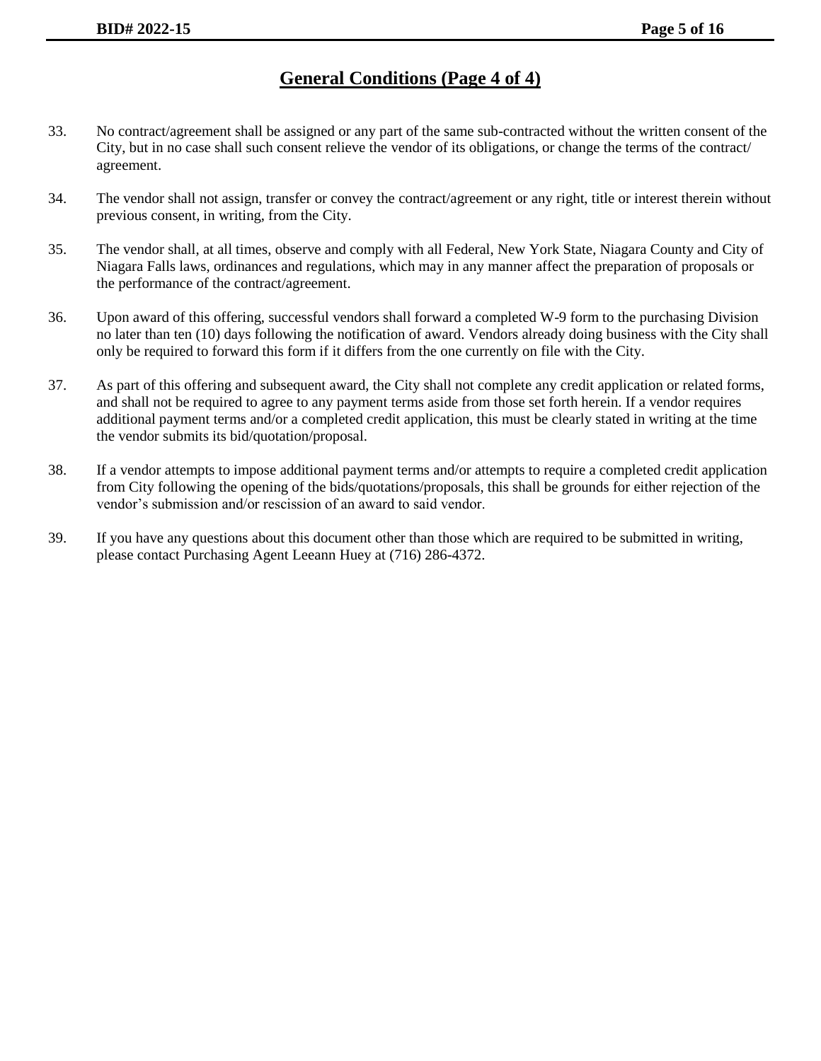## General Conditions (Page 4 of 4)

33. No contract/agreement shall be assigned or any part of the same sub-contracted without the written consent of the City, but in no case shall such consent relieve the vendor of its obligations, or change the terms of the contract/ agreement.

34. The vendor shall not assign, transfer or convey the contract/agreement or any right, title or interest therein without previous consent, in writing, from the City.

35. The vendor shall, at all times, observe and comply with all Federal, New York State, Niagara County and City of Niagara Falls laws, ordinances and regulations, which may in any manner affect the preparation of proposals or the performance of the contract/agreement.

36. Upon award of this offering, successful vendors shall forward a completed W-9 form to the purchasing Division no later than ten (10) days following the notification of award. Vendors already doing business with the City shall only be required to forward this form if it differs from the one currently on file with the City.

37. As part of this offering and subsequent award, the City shall not complete any credit application or related forms, and shall not be required to agree to any payment terms aside from those set forth herein. If a vendor requires additional payment terms and/or a completed credit application, this must be clearly stated in writing at the time the vendor submits its bid/quotation/proposal.

38. If a vendor attempts to impose additional payment terms and/or attempts to require a completed credit application from City following the opening of the bids/quotations/proposals, this shall be grounds for either rejection of the vendor's submission and/or rescission of an award to said vendor.

39. If you have any questions about this document other than those which are required to be submitted in writing, please contact Purchasing Agent Leeann Huey at (716) 286-4372.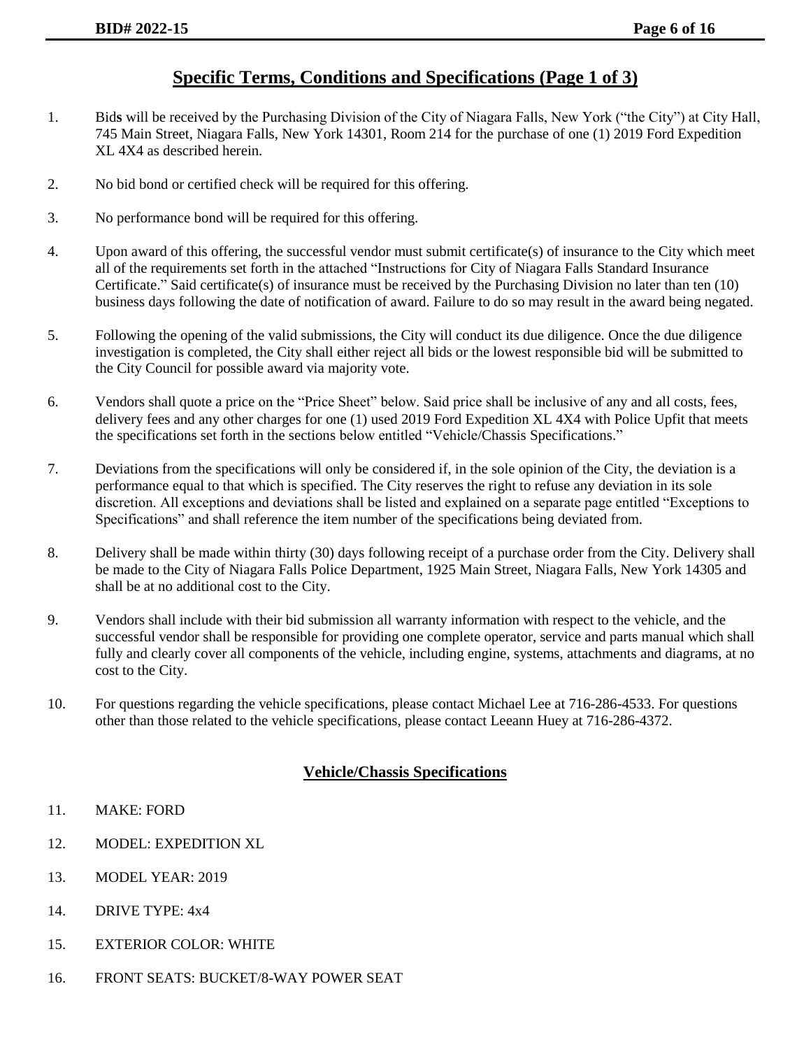## Specific Terms, Conditions and Specifications (Page 1 of 3)

1. Bids will be received by the Purchasing Division of the City of Niagara Falls, New York ("the City") at City Hall, 745 Main Street, Niagara Falls, New York 14301, Room 214 for the purchase of one (1) 2019 Ford Expedition XL 4X4 as described herein.

2. No bid bond or certified check will be required for this offering.

3. No performance bond will be required for this offering.

4. Upon award of this offering, the successful vendor must submit certificate(s) of insurance to the City which meet all of the requirements set forth in the attached "Instructions for City of Niagara Falls Standard Insurance Certificate." Said certificate(s) of insurance must be received by the Purchasing Division no later than ten (10) business days following the date of notification of award. Failure to do so may result in the award being negated.

5. Following the opening of the valid submissions, the City will conduct its due diligence. Once the due diligence investigation is completed, the City shall either reject all bids or the lowest responsible bid will be submitted to the City Council for possible award via majority vote.

6. Vendors shall quote a price on the "Price Sheet" below. Said price shall be inclusive of any and all costs, fees, delivery fees and any other charges for one (1) used 2019 Ford Expedition XL 4X4 with Police Upfit that meets the specifications set forth in the sections below entitled "Vehicle/Chassis Specifications."

7. Deviations from the specifications will only be considered if, in the sole opinion of the City, the deviation is a performance equal to that which is specified. The City reserves the right to refuse any deviation in its sole discretion. All exceptions and deviations shall be listed and explained on a separate page entitled "Exceptions to Specifications" and shall reference the item number of the specifications being deviated from.

8. Delivery shall be made within thirty (30) days following receipt of a purchase order from the City. Delivery shall be made to the City of Niagara Falls Police Department, 1925 Main Street, Niagara Falls, New York 14305 and shall be at no additional cost to the City.

9. Vendors shall include with their bid submission all warranty information with respect to the vehicle, and the successful vendor shall be responsible for providing one complete operator, service and parts manual which shall fully and clearly cover all components of the vehicle, including engine, systems, attachments and diagrams, at no cost to the City.

10. For questions regarding the vehicle specifications, please contact Michael Lee at 716-286-4533. For questions other than those related to the vehicle specifications, please contact Leeann Huey at 716-286-4372.

### Vehicle/Chassis Specifications

11. MAKE: FORD

12. MODEL: EXPEDITION XL

13. MODEL YEAR: 2019

14. DRIVE TYPE: 4x4

15. EXTERIOR COLOR: WHITE

16. FRONT SEATS: BUCKET/8-WAY POWER SEAT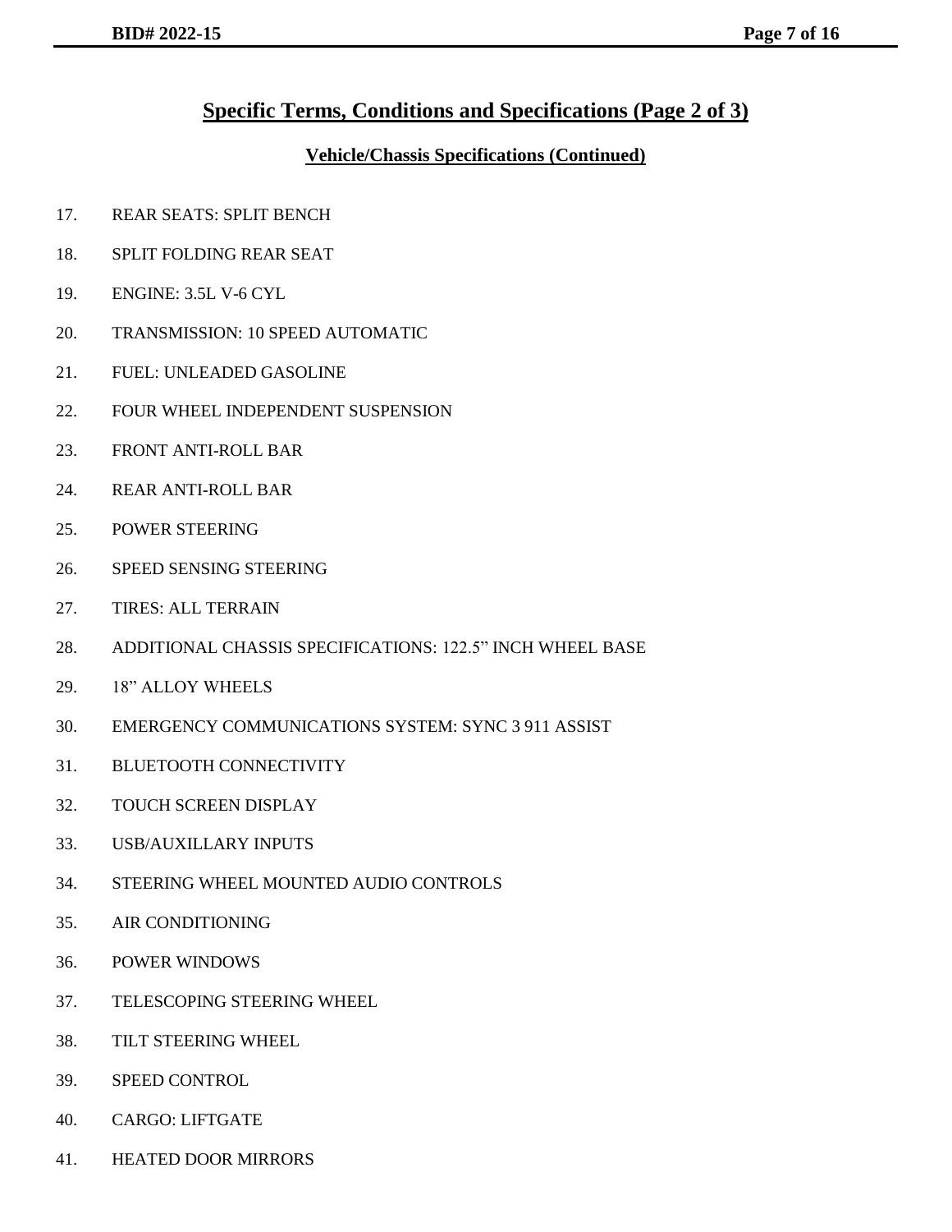## Specific Terms, Conditions and Specifications (Page 2 of 3)

### Vehicle/Chassis Specifications (Continued)

17. REAR SEATS: SPLIT BENCH
18. SPLIT FOLDING REAR SEAT
19. ENGINE: 3.5L V-6 CYL
20. TRANSMISSION: 10 SPEED AUTOMATIC
21. FUEL: UNLEADED GASOLINE
22. FOUR WHEEL INDEPENDENT SUSPENSION
23. FRONT ANTI-ROLL BAR
24. REAR ANTI-ROLL BAR
25. POWER STEERING
26. SPEED SENSING STEERING
27. TIRES: ALL TERRAIN
28. ADDITIONAL CHASSIS SPECIFICATIONS: 122.5" INCH WHEEL BASE
29. 18" ALLOY WHEELS
30. EMERGENCY COMMUNICATIONS SYSTEM: SYNC 3 911 ASSIST
31. BLUETOOTH CONNECTIVITY
32. TOUCH SCREEN DISPLAY
33. USB/AUXILLARY INPUTS
34. STEERING WHEEL MOUNTED AUDIO CONTROLS
35. AIR CONDITIONING
36. POWER WINDOWS
37. TELESCOPING STEERING WHEEL
38. TILT STEERING WHEEL
39. SPEED CONTROL
40. CARGO: LIFTGATE
41. HEATED DOOR MIRRORS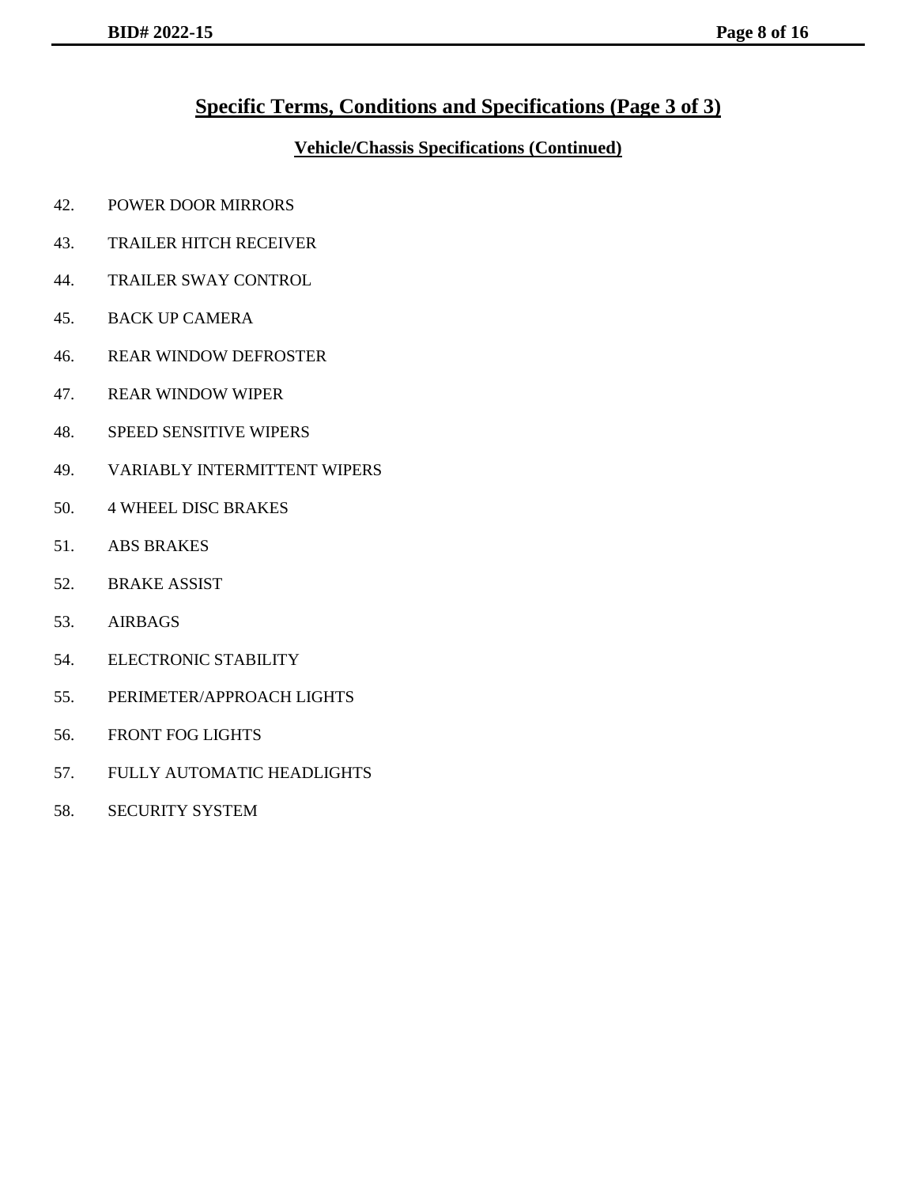## Specific Terms, Conditions and Specifications (Page 3 of 3)

### Vehicle/Chassis Specifications (Continued)

42. POWER DOOR MIRRORS
43. TRAILER HITCH RECEIVER
44. TRAILER SWAY CONTROL
45. BACK UP CAMERA
46. REAR WINDOW DEFROSTER
47. REAR WINDOW WIPER
48. SPEED SENSITIVE WIPERS
49. VARIABLY INTERMITTENT WIPERS
50. 4 WHEEL DISC BRAKES
51. ABS BRAKES
52. BRAKE ASSIST
53. AIRBAGS
54. ELECTRONIC STABILITY
55. PERIMETER/APPROACH LIGHTS
56. FRONT FOG LIGHTS
57. FULLY AUTOMATIC HEADLIGHTS
58. SECURITY SYSTEM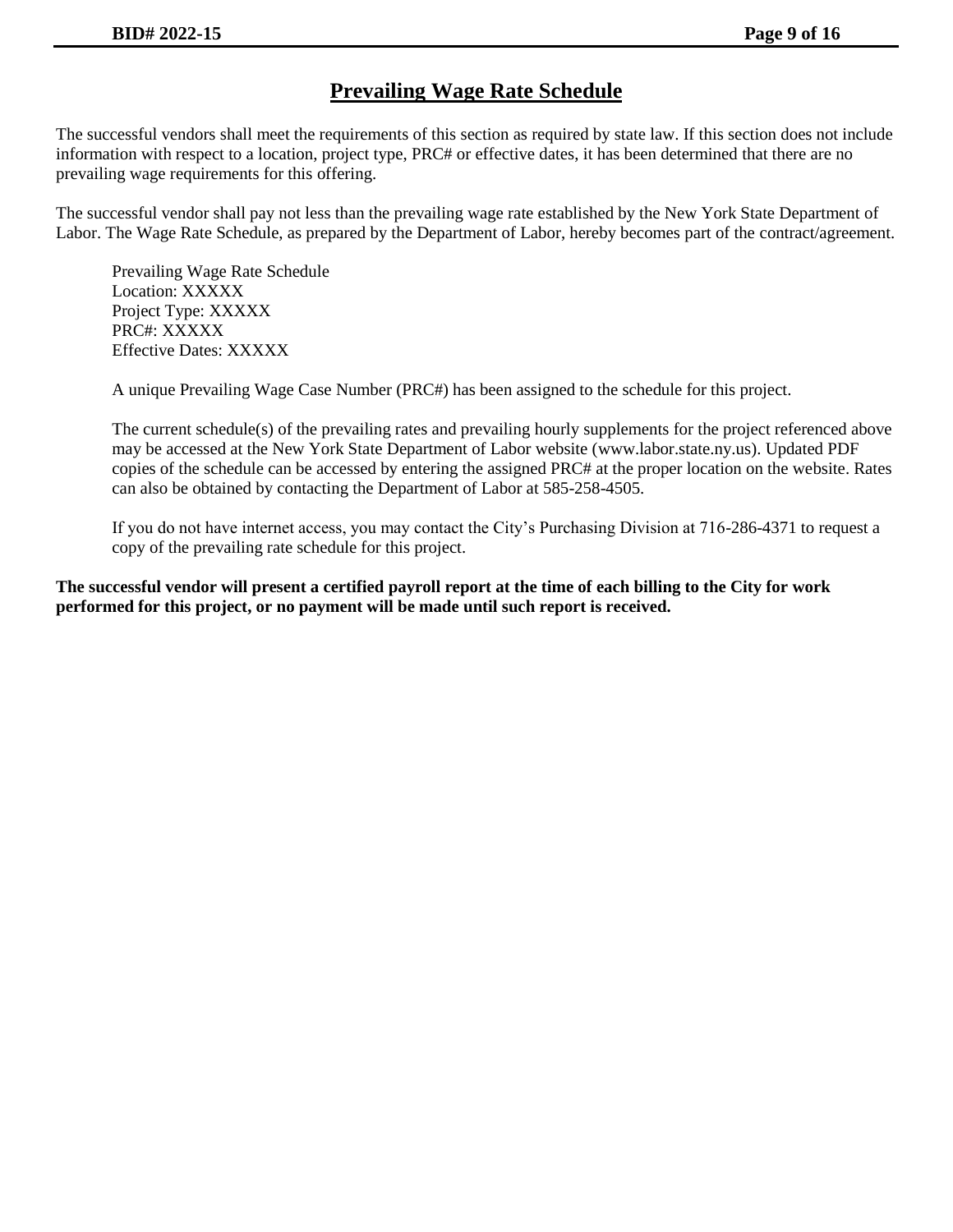# Prevailing Wage Rate Schedule

The successful vendors shall meet the requirements of this section as required by state law. If this section does not include information with respect to a location, project type, PRC# or effective dates, it has been determined that there are no prevailing wage requirements for this offering.

The successful vendor shall pay not less than the prevailing wage rate established by the New York State Department of Labor. The Wage Rate Schedule, as prepared by the Department of Labor, hereby becomes part of the contract/agreement.

> Prevailing Wage Rate Schedule
> Location: XXXXX
> Project Type: XXXXX
> PRC#: XXXXX
> Effective Dates: XXXXX
>
> A unique Prevailing Wage Case Number (PRC#) has been assigned to the schedule for this project.
>
> The current schedule(s) of the prevailing rates and prevailing hourly supplements for the project referenced above may be accessed at the New York State Department of Labor website (www.labor.state.ny.us). Updated PDF copies of the schedule can be accessed by entering the assigned PRC# at the proper location on the website. Rates can also be obtained by contacting the Department of Labor at 585-258-4505.
>
> If you do not have internet access, you may contact the City's Purchasing Division at 716-286-4371 to request a copy of the prevailing rate schedule for this project.

**The successful vendor will present a certified payroll report at the time of each billing to the City for work performed for this project, or no payment will be made until such report is received.**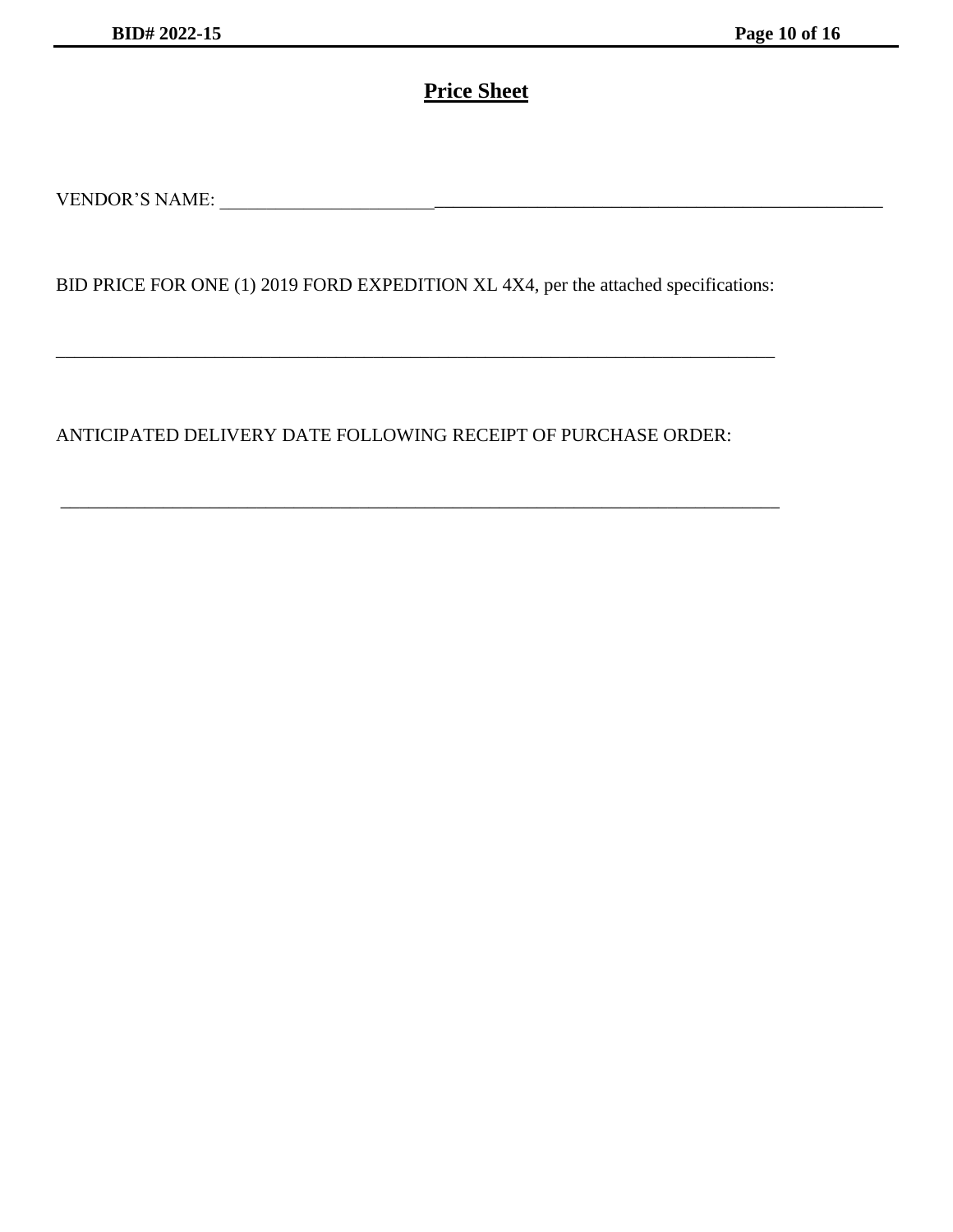# Price Sheet

VENDOR'S NAME: ___________________________________________________________________________

BID PRICE FOR ONE (1) 2019 FORD EXPEDITION XL 4X4, per the attached specifications:

_____________________________________________________________________________

ANTICIPATED DELIVERY DATE FOLLOWING RECEIPT OF PURCHASE ORDER:

_____________________________________________________________________________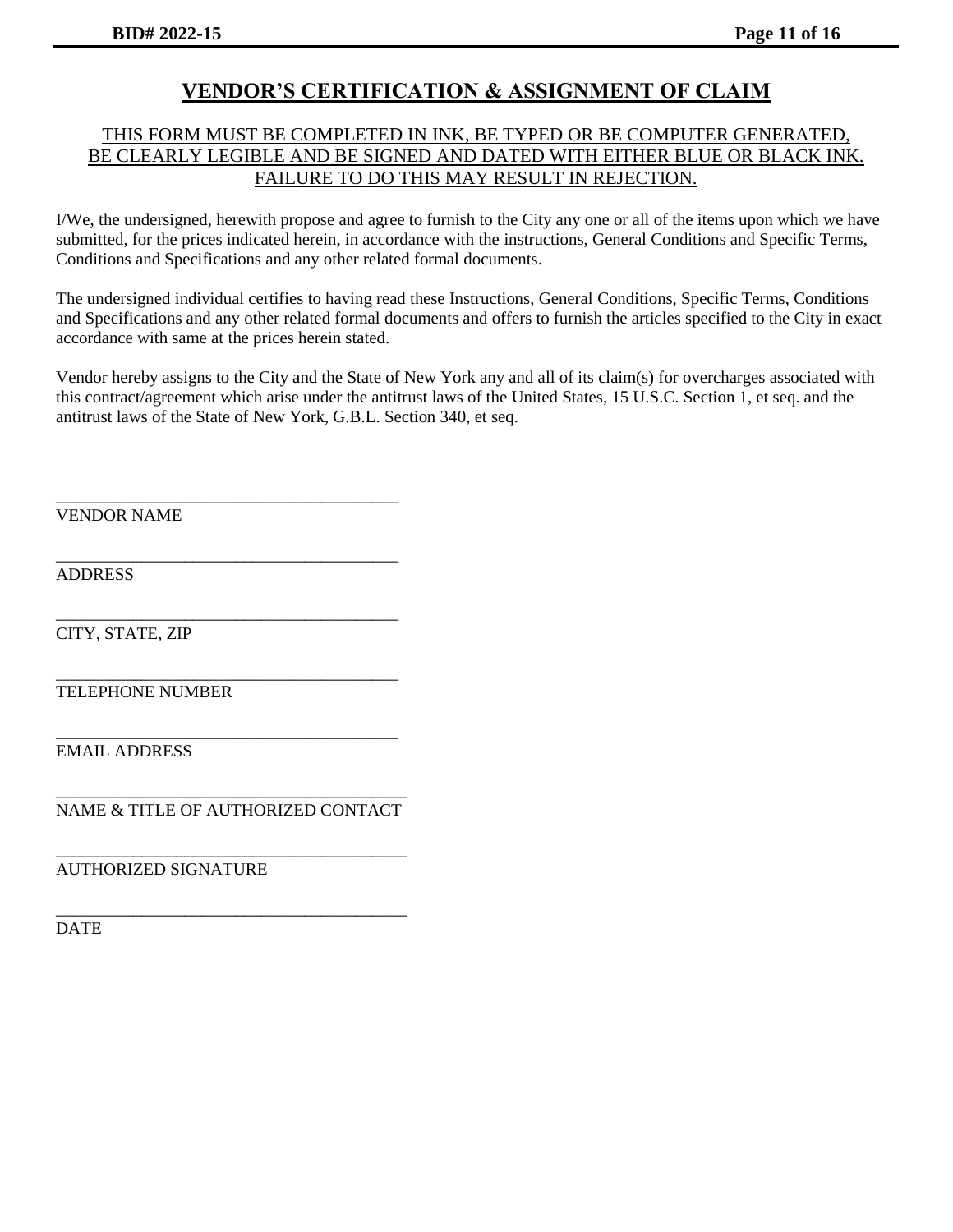# VENDOR'S CERTIFICATION & ASSIGNMENT OF CLAIM

THIS FORM MUST BE COMPLETED IN INK, BE TYPED OR BE COMPUTER GENERATED, BE CLEARLY LEGIBLE AND BE SIGNED AND DATED WITH EITHER BLUE OR BLACK INK. FAILURE TO DO THIS MAY RESULT IN REJECTION.

I/We, the undersigned, herewith propose and agree to furnish to the City any one or all of the items upon which we have submitted, for the prices indicated herein, in accordance with the instructions, General Conditions and Specific Terms, Conditions and Specifications and any other related formal documents.

The undersigned individual certifies to having read these Instructions, General Conditions, Specific Terms, Conditions and Specifications and any other related formal documents and offers to furnish the articles specified to the City in exact accordance with same at the prices herein stated.

Vendor hereby assigns to the City and the State of New York any and all of its claim(s) for overcharges associated with this contract/agreement which arise under the antitrust laws of the United States, 15 U.S.C. Section 1, et seq. and the antitrust laws of the State of New York, G.B.L. Section 340, et seq.

\_\_\_\_\_\_\_\_\_\_\_\_\_\_\_\_\_\_\_\_\_\_\_\_\_\_\_\_\_\_\_\_\_\_\_\_\_\_\_\_
VENDOR NAME

\_\_\_\_\_\_\_\_\_\_\_\_\_\_\_\_\_\_\_\_\_\_\_\_\_\_\_\_\_\_\_\_\_\_\_\_\_\_\_\_
ADDRESS

\_\_\_\_\_\_\_\_\_\_\_\_\_\_\_\_\_\_\_\_\_\_\_\_\_\_\_\_\_\_\_\_\_\_\_\_\_\_\_\_
CITY, STATE, ZIP

\_\_\_\_\_\_\_\_\_\_\_\_\_\_\_\_\_\_\_\_\_\_\_\_\_\_\_\_\_\_\_\_\_\_\_\_\_\_\_\_
TELEPHONE NUMBER

\_\_\_\_\_\_\_\_\_\_\_\_\_\_\_\_\_\_\_\_\_\_\_\_\_\_\_\_\_\_\_\_\_\_\_\_\_\_\_\_
EMAIL ADDRESS

\_\_\_\_\_\_\_\_\_\_\_\_\_\_\_\_\_\_\_\_\_\_\_\_\_\_\_\_\_\_\_\_\_\_\_\_\_\_\_\_
NAME & TITLE OF AUTHORIZED CONTACT

\_\_\_\_\_\_\_\_\_\_\_\_\_\_\_\_\_\_\_\_\_\_\_\_\_\_\_\_\_\_\_\_\_\_\_\_\_\_\_\_
AUTHORIZED SIGNATURE

\_\_\_\_\_\_\_\_\_\_\_\_\_\_\_\_\_\_\_\_\_\_\_\_\_\_\_\_\_\_\_\_\_\_\_\_\_\_\_\_
DATE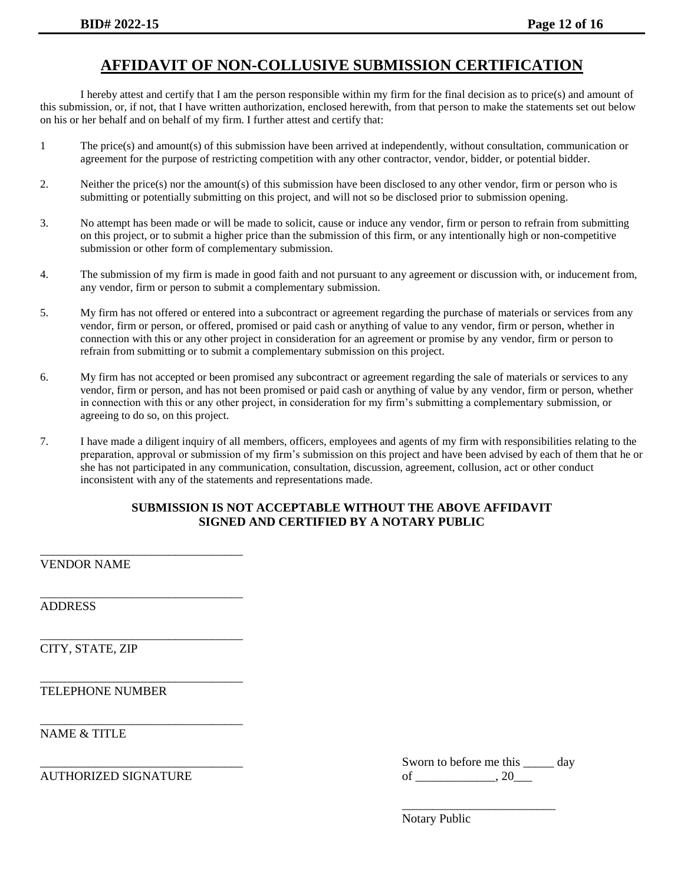# AFFIDAVIT OF NON-COLLUSIVE SUBMISSION CERTIFICATION

I hereby attest and certify that I am the person responsible within my firm for the final decision as to price(s) and amount of this submission, or, if not, that I have written authorization, enclosed herewith, from that person to make the statements set out below on his or her behalf and on behalf of my firm. I further attest and certify that:

1 The price(s) and amount(s) of this submission have been arrived at independently, without consultation, communication or agreement for the purpose of restricting competition with any other contractor, vendor, bidder, or potential bidder.

2. Neither the price(s) nor the amount(s) of this submission have been disclosed to any other vendor, firm or person who is submitting or potentially submitting on this project, and will not so be disclosed prior to submission opening.

3. No attempt has been made or will be made to solicit, cause or induce any vendor, firm or person to refrain from submitting on this project, or to submit a higher price than the submission of this firm, or any intentionally high or non-competitive submission or other form of complementary submission.

4. The submission of my firm is made in good faith and not pursuant to any agreement or discussion with, or inducement from, any vendor, firm or person to submit a complementary submission.

5. My firm has not offered or entered into a subcontract or agreement regarding the purchase of materials or services from any vendor, firm or person, or offered, promised or paid cash or anything of value to any vendor, firm or person, whether in connection with this or any other project in consideration for an agreement or promise by any vendor, firm or person to refrain from submitting or to submit a complementary submission on this project.

6. My firm has not accepted or been promised any subcontract or agreement regarding the sale of materials or services to any vendor, firm or person, and has not been promised or paid cash or anything of value by any vendor, firm or person, whether in connection with this or any other project, in consideration for my firm's submitting a complementary submission, or agreeing to do so, on this project.

7. I have made a diligent inquiry of all members, officers, employees and agents of my firm with responsibilities relating to the preparation, approval or submission of my firm's submission on this project and have been advised by each of them that he or she has not participated in any communication, consultation, discussion, agreement, collusion, act or other conduct inconsistent with any of the statements and representations made.

**SUBMISSION IS NOT ACCEPTABLE WITHOUT THE ABOVE AFFIDAVIT SIGNED AND CERTIFIED BY A NOTARY PUBLIC**

\_\_\_\_\_\_\_\_\_\_\_\_\_\_\_\_\_\_\_\_\_\_\_\_\_\_\_\_\_\_\_\_
VENDOR NAME

\_\_\_\_\_\_\_\_\_\_\_\_\_\_\_\_\_\_\_\_\_\_\_\_\_\_\_\_\_\_\_\_
ADDRESS

\_\_\_\_\_\_\_\_\_\_\_\_\_\_\_\_\_\_\_\_\_\_\_\_\_\_\_\_\_\_\_\_
CITY, STATE, ZIP

\_\_\_\_\_\_\_\_\_\_\_\_\_\_\_\_\_\_\_\_\_\_\_\_\_\_\_\_\_\_\_\_
TELEPHONE NUMBER

\_\_\_\_\_\_\_\_\_\_\_\_\_\_\_\_\_\_\_\_\_\_\_\_\_\_\_\_\_\_\_\_
NAME & TITLE

\_\_\_\_\_\_\_\_\_\_\_\_\_\_\_\_\_\_\_\_\_\_\_\_\_\_\_\_\_\_\_\_
AUTHORIZED SIGNATURE

Sworn to before me this \_\_\_\_\_ day of \_\_\_\_\_\_\_\_\_\_\_\_\_, 20\_\_\_

\_\_\_\_\_\_\_\_\_\_\_\_\_\_\_\_\_\_\_\_\_\_\_\_\_
Notary Public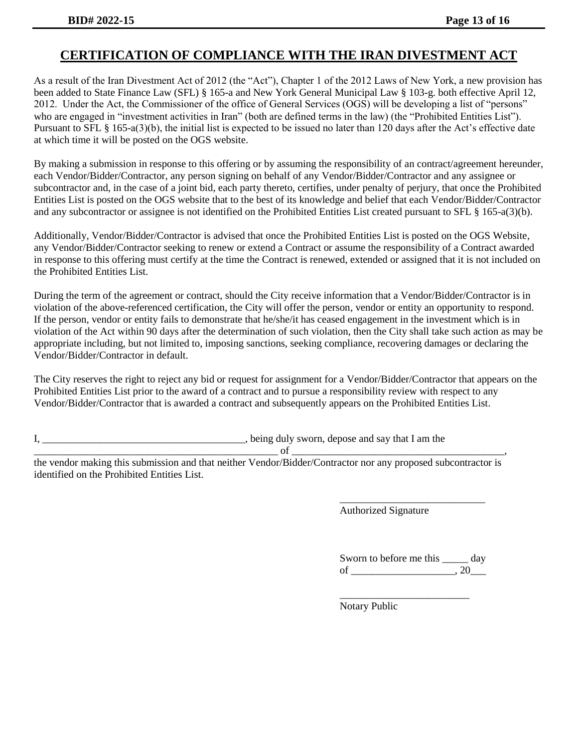# CERTIFICATION OF COMPLIANCE WITH THE IRAN DIVESTMENT ACT

As a result of the Iran Divestment Act of 2012 (the "Act"), Chapter 1 of the 2012 Laws of New York, a new provision has been added to State Finance Law (SFL) § 165-a and New York General Municipal Law § 103-g. both effective April 12, 2012. Under the Act, the Commissioner of the office of General Services (OGS) will be developing a list of "persons" who are engaged in "investment activities in Iran" (both are defined terms in the law) (the "Prohibited Entities List"). Pursuant to SFL § 165-a(3)(b), the initial list is expected to be issued no later than 120 days after the Act's effective date at which time it will be posted on the OGS website.

By making a submission in response to this offering or by assuming the responsibility of an contract/agreement hereunder, each Vendor/Bidder/Contractor, any person signing on behalf of any Vendor/Bidder/Contractor and any assignee or subcontractor and, in the case of a joint bid, each party thereto, certifies, under penalty of perjury, that once the Prohibited Entities List is posted on the OGS website that to the best of its knowledge and belief that each Vendor/Bidder/Contractor and any subcontractor or assignee is not identified on the Prohibited Entities List created pursuant to SFL § 165-a(3)(b).

Additionally, Vendor/Bidder/Contractor is advised that once the Prohibited Entities List is posted on the OGS Website, any Vendor/Bidder/Contractor seeking to renew or extend a Contract or assume the responsibility of a Contract awarded in response to this offering must certify at the time the Contract is renewed, extended or assigned that it is not included on the Prohibited Entities List.

During the term of the agreement or contract, should the City receive information that a Vendor/Bidder/Contractor is in violation of the above-referenced certification, the City will offer the person, vendor or entity an opportunity to respond. If the person, vendor or entity fails to demonstrate that he/she/it has ceased engagement in the investment which is in violation of the Act within 90 days after the determination of such violation, then the City shall take such action as may be appropriate including, but not limited to, imposing sanctions, seeking compliance, recovering damages or declaring the Vendor/Bidder/Contractor in default.

The City reserves the right to reject any bid or request for assignment for a Vendor/Bidder/Contractor that appears on the Prohibited Entities List prior to the award of a contract and to pursue a responsibility review with respect to any Vendor/Bidder/Contractor that is awarded a contract and subsequently appears on the Prohibited Entities List.

I, ________________________________________, being duly sworn, depose and say that I am the ________________________________________________ of __________________________________________, the vendor making this submission and that neither Vendor/Bidder/Contractor nor any proposed subcontractor is identified on the Prohibited Entities List.

____________________________
Authorized Signature

Sworn to before me this _____ day of ___________________, 20___

_________________________
Notary Public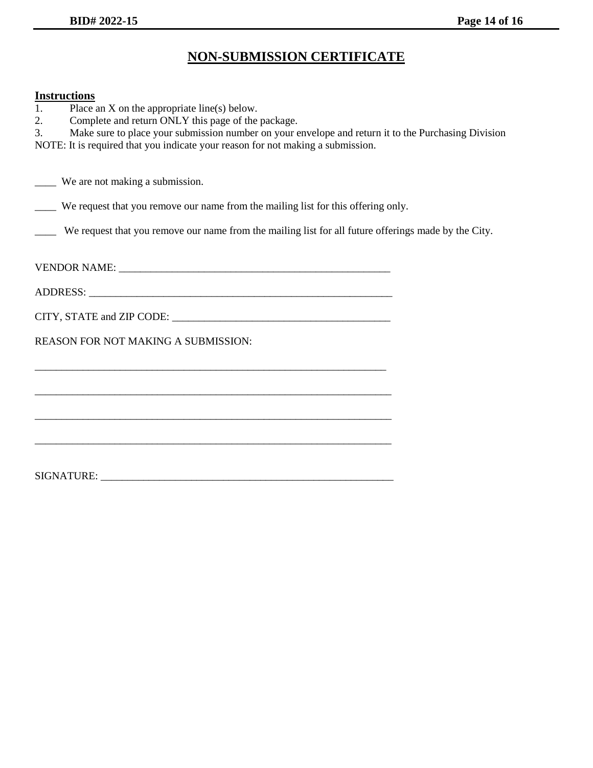# NON-SUBMISSION CERTIFICATE

**Instructions**

1. Place an X on the appropriate line(s) below.
2. Complete and return ONLY this page of the package.
3. Make sure to place your submission number on your envelope and return it to the Purchasing Division

NOTE: It is required that you indicate your reason for not making a submission.

____ We are not making a submission.

____ We request that you remove our name from the mailing list for this offering only.

____ We request that you remove our name from the mailing list for all future offerings made by the City.

VENDOR NAME: ____________________________________________________

ADDRESS: ____________________________________________________________

CITY, STATE and ZIP CODE: __________________________________________

REASON FOR NOT MAKING A SUBMISSION:

_____________________________________________________________________

_____________________________________________________________________

_____________________________________________________________________

_____________________________________________________________________

SIGNATURE: _________________________________________________________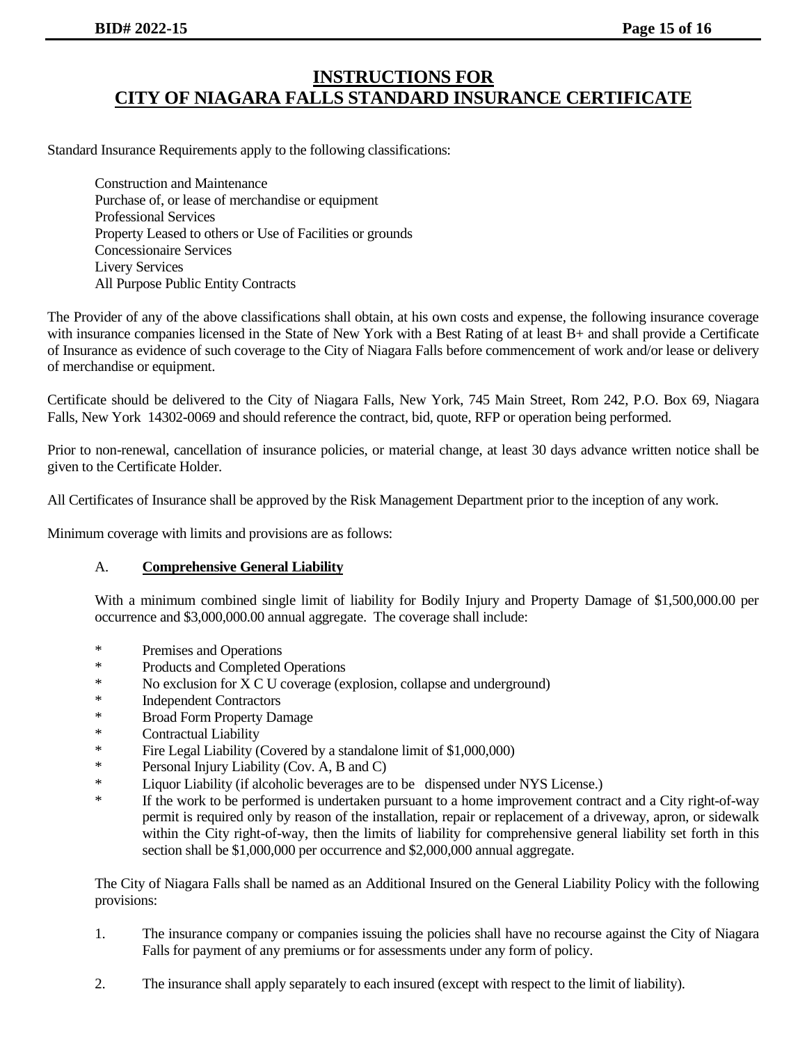# INSTRUCTIONS FOR CITY OF NIAGARA FALLS STANDARD INSURANCE CERTIFICATE

Standard Insurance Requirements apply to the following classifications:

Construction and Maintenance
Purchase of, or lease of merchandise or equipment
Professional Services
Property Leased to others or Use of Facilities or grounds
Concessionaire Services
Livery Services
All Purpose Public Entity Contracts

The Provider of any of the above classifications shall obtain, at his own costs and expense, the following insurance coverage with insurance companies licensed in the State of New York with a Best Rating of at least B+ and shall provide a Certificate of Insurance as evidence of such coverage to the City of Niagara Falls before commencement of work and/or lease or delivery of merchandise or equipment.

Certificate should be delivered to the City of Niagara Falls, New York, 745 Main Street, Rom 242, P.O. Box 69, Niagara Falls, New York 14302-0069 and should reference the contract, bid, quote, RFP or operation being performed.

Prior to non-renewal, cancellation of insurance policies, or material change, at least 30 days advance written notice shall be given to the Certificate Holder.

All Certificates of Insurance shall be approved by the Risk Management Department prior to the inception of any work.

Minimum coverage with limits and provisions are as follows:

A. **Comprehensive General Liability**

With a minimum combined single limit of liability for Bodily Injury and Property Damage of $1,500,000.00 per occurrence and $3,000,000.00 annual aggregate. The coverage shall include:

* Premises and Operations
* Products and Completed Operations
* No exclusion for X C U coverage (explosion, collapse and underground)
* Independent Contractors
* Broad Form Property Damage
* Contractual Liability
* Fire Legal Liability (Covered by a standalone limit of $1,000,000)
* Personal Injury Liability (Cov. A, B and C)
* Liquor Liability (if alcoholic beverages are to be dispensed under NYS License.)
* If the work to be performed is undertaken pursuant to a home improvement contract and a City right-of-way permit is required only by reason of the installation, repair or replacement of a driveway, apron, or sidewalk within the City right-of-way, then the limits of liability for comprehensive general liability set forth in this section shall be $1,000,000 per occurrence and $2,000,000 annual aggregate.

The City of Niagara Falls shall be named as an Additional Insured on the General Liability Policy with the following provisions:

1. The insurance company or companies issuing the policies shall have no recourse against the City of Niagara Falls for payment of any premiums or for assessments under any form of policy.
2. The insurance shall apply separately to each insured (except with respect to the limit of liability).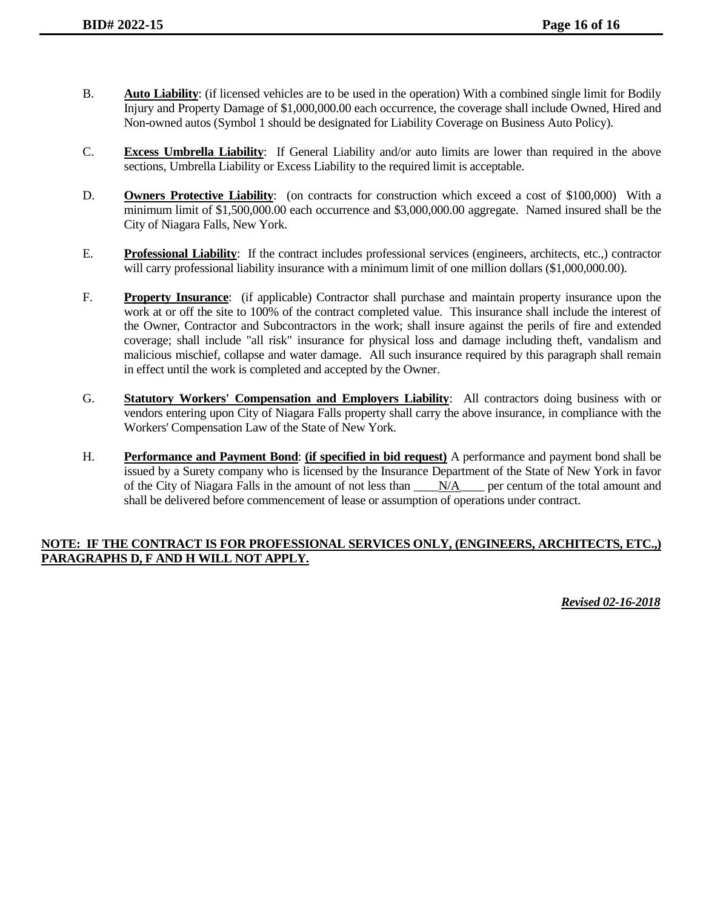B. **<u>Auto Liability</u>**: (if licensed vehicles are to be used in the operation) With a combined single limit for Bodily Injury and Property Damage of $1,000,000.00 each occurrence, the coverage shall include Owned, Hired and Non-owned autos (Symbol 1 should be designated for Liability Coverage on Business Auto Policy).

C. **<u>Excess Umbrella Liability</u>**: If General Liability and/or auto limits are lower than required in the above sections, Umbrella Liability or Excess Liability to the required limit is acceptable.

D. **<u>Owners Protective Liability</u>**: (on contracts for construction which exceed a cost of $100,000) With a minimum limit of $1,500,000.00 each occurrence and $3,000,000.00 aggregate. Named insured shall be the City of Niagara Falls, New York.

E. **<u>Professional Liability</u>**: If the contract includes professional services (engineers, architects, etc.,) contractor will carry professional liability insurance with a minimum limit of one million dollars ($1,000,000.00).

F. **<u>Property Insurance</u>**: (if applicable) Contractor shall purchase and maintain property insurance upon the work at or off the site to 100% of the contract completed value. This insurance shall include the interest of the Owner, Contractor and Subcontractors in the work; shall insure against the perils of fire and extended coverage; shall include "all risk" insurance for physical loss and damage including theft, vandalism and malicious mischief, collapse and water damage. All such insurance required by this paragraph shall remain in effect until the work is completed and accepted by the Owner.

G. **<u>Statutory Workers' Compensation and Employers Liability</u>**: All contractors doing business with or vendors entering upon City of Niagara Falls property shall carry the above insurance, in compliance with the Workers' Compensation Law of the State of New York.

H. **<u>Performance and Payment Bond</u>**: **<u>(if specified in bid request)</u>** A performance and payment bond shall be issued by a Surety company who is licensed by the Insurance Department of the State of New York in favor of the City of Niagara Falls in the amount of not less than ____N/A____ per centum of the total amount and shall be delivered before commencement of lease or assumption of operations under contract.

**<u>NOTE: IF THE CONTRACT IS FOR PROFESSIONAL SERVICES ONLY, (ENGINEERS, ARCHITECTS, ETC.,) PARAGRAPHS D, F AND H WILL NOT APPLY.</u>**

***<u>Revised 02-16-2018</u>***